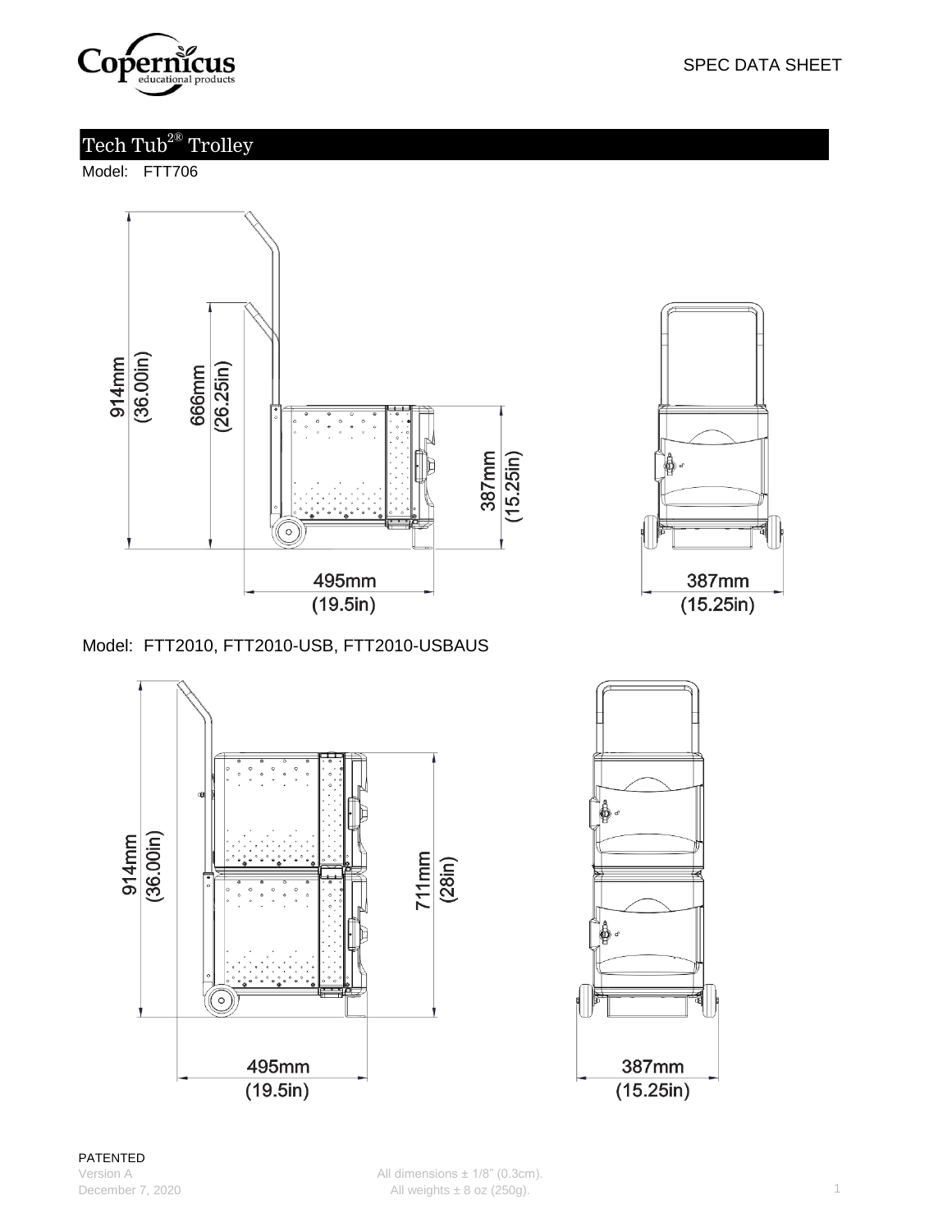SPEC DATA SHEET

# Tech Tub2® Trolley

Model: FTT706

914mm (36.00in)

666mm (26.25in)

387mm (15.25in)

495mm (19.5in)

387mm (15.25in)

Model: FTT2010, FTT2010-USB, FTT2010-USBAUS

914mm (36.00in)

711mm (28in)

495mm (19.5in)

387mm (15.25in)

PATENTED

Version A

December 7, 2020

All dimensions ± 1/8" (0.3cm).

All weights ± 8 oz (250g).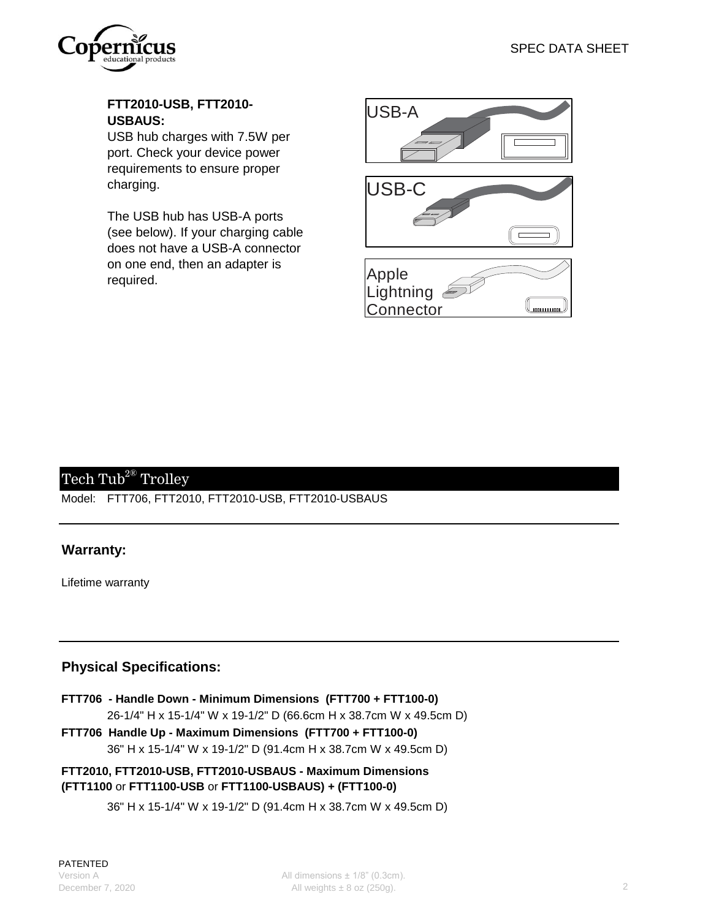**FTT2010-USB, FTT2010-USBAUS:**
USB hub charges with 7.5W per port. Check your device power requirements to ensure proper charging.

The USB hub has USB-A ports (see below). If your charging cable does not have a USB-A connector on one end, then an adapter is required.

USB-A

USB-C

Apple Lightning Connector

## Tech Tub2® Trolley

Model: FTT706, FTT2010, FTT2010-USB, FTT2010-USBAUS

### Warranty:

Lifetime warranty

### Physical Specifications:

**FTT706 - Handle Down - Minimum Dimensions (FTT700 + FTT100-0)**
26-1/4" H x 15-1/4" W x 19-1/2" D (66.6cm H x 38.7cm W x 49.5cm D)

**FTT706 Handle Up - Maximum Dimensions (FTT700 + FTT100-0)**
36" H x 15-1/4" W x 19-1/2" D (91.4cm H x 38.7cm W x 49.5cm D)

**FTT2010, FTT2010-USB, FTT2010-USBAUS - Maximum Dimensions (FTT1100** or **FTT1100-USB** or **FTT1100-USBAUS) + (FTT100-0)**

36" H x 15-1/4" W x 19-1/2" D (91.4cm H x 38.7cm W x 49.5cm D)

PATENTED
Version A
December 7, 2020

All dimensions ± 1/8" (0.3cm).
All weights ± 8 oz (250g).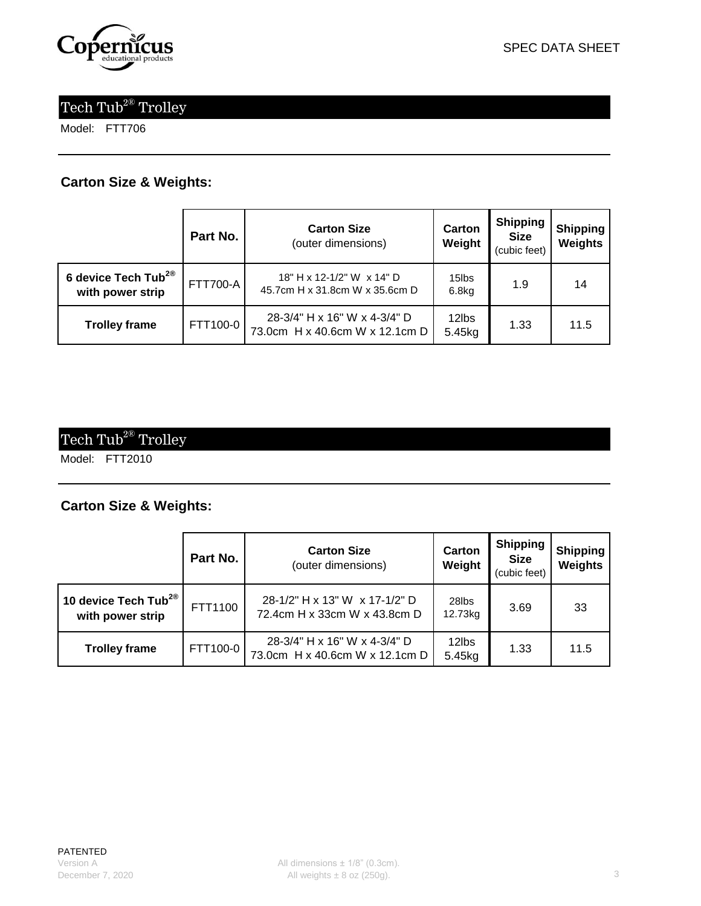SPEC DATA SHEET

## Tech Tub2® Trolley

Model: FTT706

### Carton Size & Weights:

| | Part No. | Carton Size (outer dimensions) | Carton Weight | Shipping Size (cubic feet) | Shipping Weights |
|---|---|---|---|---|---|
| **6 device Tech Tub2® with power strip** | FTT700-A | 18" H x 12-1/2" W x 14" D<br>45.7cm H x 31.8cm W x 35.6cm D | 15lbs<br>6.8kg | 1.9 | 14 |
| **Trolley frame** | FTT100-0 | 28-3/4" H x 16" W x 4-3/4" D<br>73.0cm H x 40.6cm W x 12.1cm D | 12lbs<br>5.45kg | 1.33 | 11.5 |

## Tech Tub2® Trolley

Model: FTT2010

### Carton Size & Weights:

| | Part No. | Carton Size (outer dimensions) | Carton Weight | Shipping Size (cubic feet) | Shipping Weights |
|---|---|---|---|---|---|
| **10 device Tech Tub2® with power strip** | FTT1100 | 28-1/2" H x 13" W x 17-1/2" D<br>72.4cm H x 33cm W x 43.8cm D | 28lbs<br>12.73kg | 3.69 | 33 |
| **Trolley frame** | FTT100-0 | 28-3/4" H x 16" W x 4-3/4" D<br>73.0cm H x 40.6cm W x 12.1cm D | 12lbs<br>5.45kg | 1.33 | 11.5 |

PATENTED
Version A
December 7, 2020

All dimensions ± 1/8" (0.3cm).
All weights ± 8 oz (250g).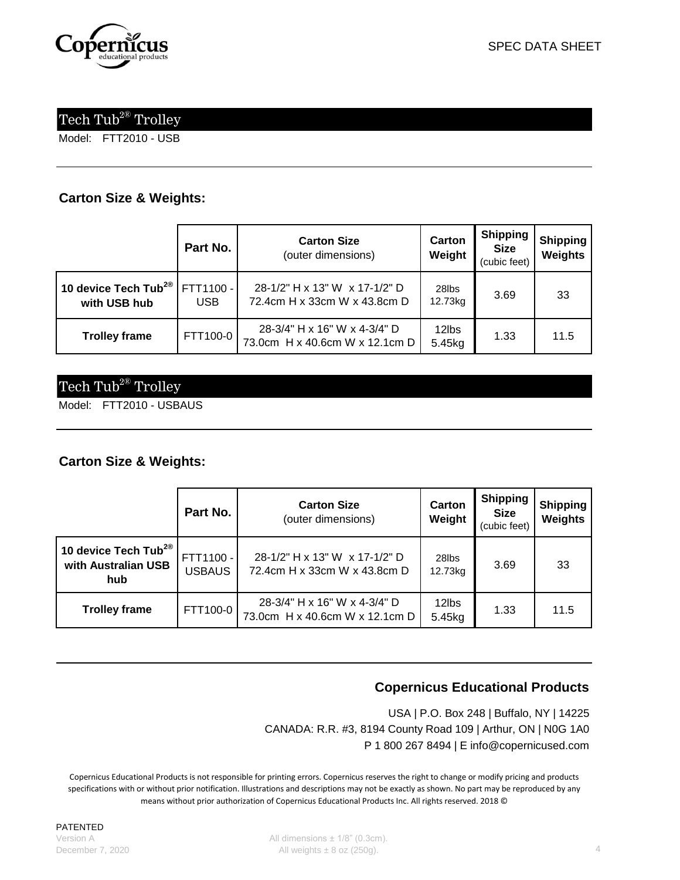SPEC DATA SHEET

## Tech Tub 2® Trolley

Model: FTT2010 - USB

### Carton Size & Weights:

| | Part No. | Carton Size (outer dimensions) | Carton Weight | Shipping Size (cubic feet) | Shipping Weights |
|---|---|---|---|---|---|
| **10 device Tech Tub 2® with USB hub** | FTT1100 - USB | 28-1/2" H x 13" W x 17-1/2" D<br>72.4cm H x 33cm W x 43.8cm D | 28lbs<br>12.73kg | 3.69 | 33 |
| **Trolley frame** | FTT100-0 | 28-3/4" H x 16" W x 4-3/4" D<br>73.0cm H x 40.6cm W x 12.1cm D | 12lbs<br>5.45kg | 1.33 | 11.5 |

## Tech Tub 2® Trolley

Model: FTT2010 - USBAUS

### Carton Size & Weights:

| | Part No. | Carton Size (outer dimensions) | Carton Weight | Shipping Size (cubic feet) | Shipping Weights |
|---|---|---|---|---|---|
| **10 device Tech Tub 2® with Australian USB hub** | FTT1100 - USBAUS | 28-1/2" H x 13" W x 17-1/2" D<br>72.4cm H x 33cm W x 43.8cm D | 28lbs<br>12.73kg | 3.69 | 33 |
| **Trolley frame** | FTT100-0 | 28-3/4" H x 16" W x 4-3/4" D<br>73.0cm H x 40.6cm W x 12.1cm D | 12lbs<br>5.45kg | 1.33 | 11.5 |

**Copernicus Educational Products**

USA | P.O. Box 248 | Buffalo, NY | 14225
CANADA: R.R. #3, 8194 County Road 109 | Arthur, ON | N0G 1A0
P 1 800 267 8494 | E info@copernicused.com

Copernicus Educational Products is not responsible for printing errors. Copernicus reserves the right to change or modify pricing and products specifications with or without prior notification. Illustrations and descriptions may not be exactly as shown. No part may be reproduced by any means without prior authorization of Copernicus Educational Products Inc. All rights reserved. 2018 ©

PATENTED
Version A
December 7, 2020

All dimensions ± 1/8" (0.3cm).
All weights ± 8 oz (250g).